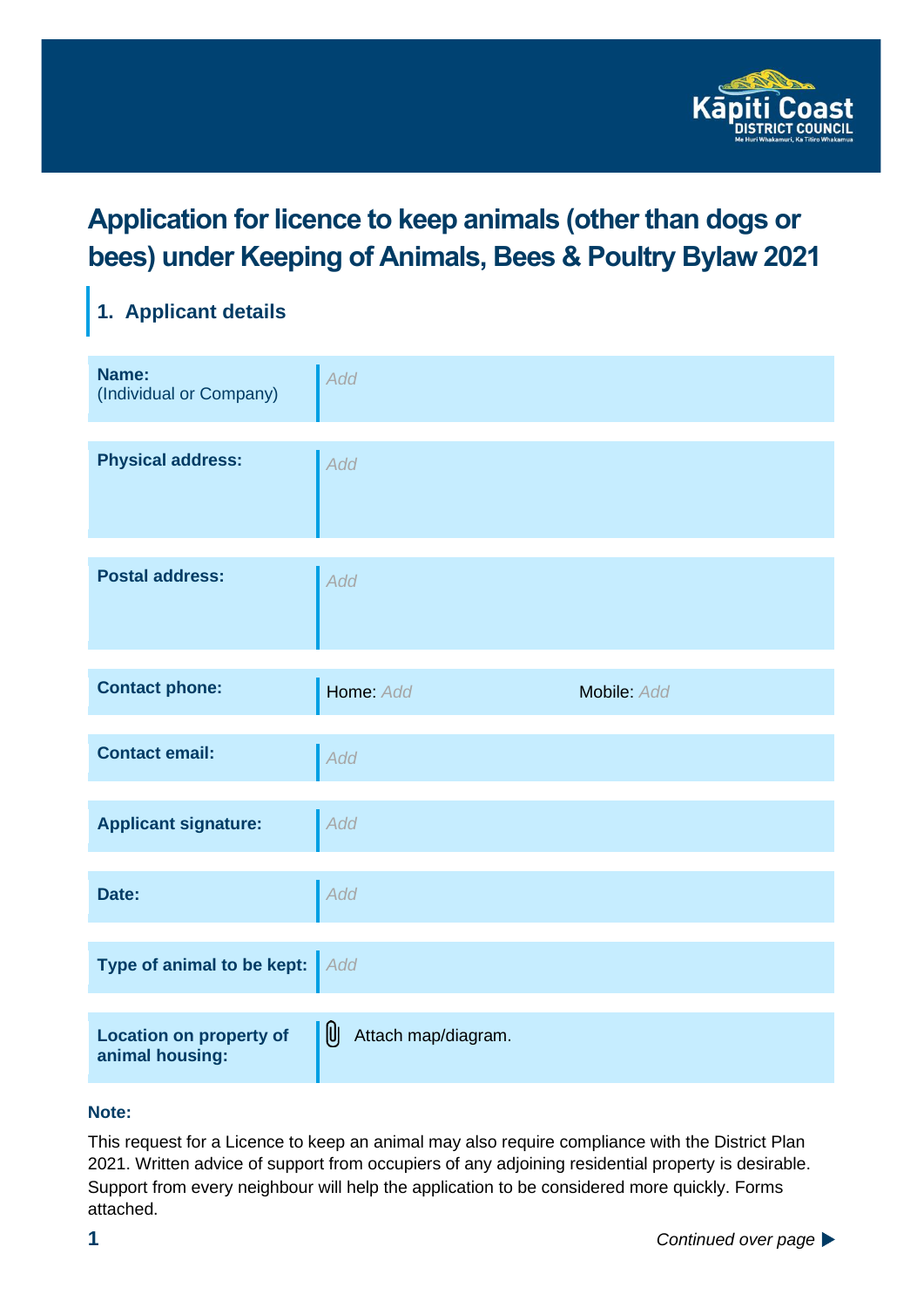# Application for licence to keep animals (other than dogs or bees) under Keeping of Animals, Bees & Poultry Bylaw 2021

## 1. Applicant details

| | |
|---|---|
| **Name:** (Individual or Company) | Add |
| **Physical address:** | Add |
| **Postal address:** | Add |
| **Contact phone:** | Home: Add Mobile: Add |
| **Contact email:** | Add |
| **Applicant signature:** | Add |
| **Date:** | Add |
| **Type of animal to be kept:** | Add |
| **Location on property of animal housing:** | Attach map/diagram. |

**Note:**

This request for a Licence to keep an animal may also require compliance with the District Plan 2021. Written advice of support from occupiers of any adjoining residential property is desirable. Support from every neighbour will help the application to be considered more quickly. Forms attached.

*Continued over page* ▶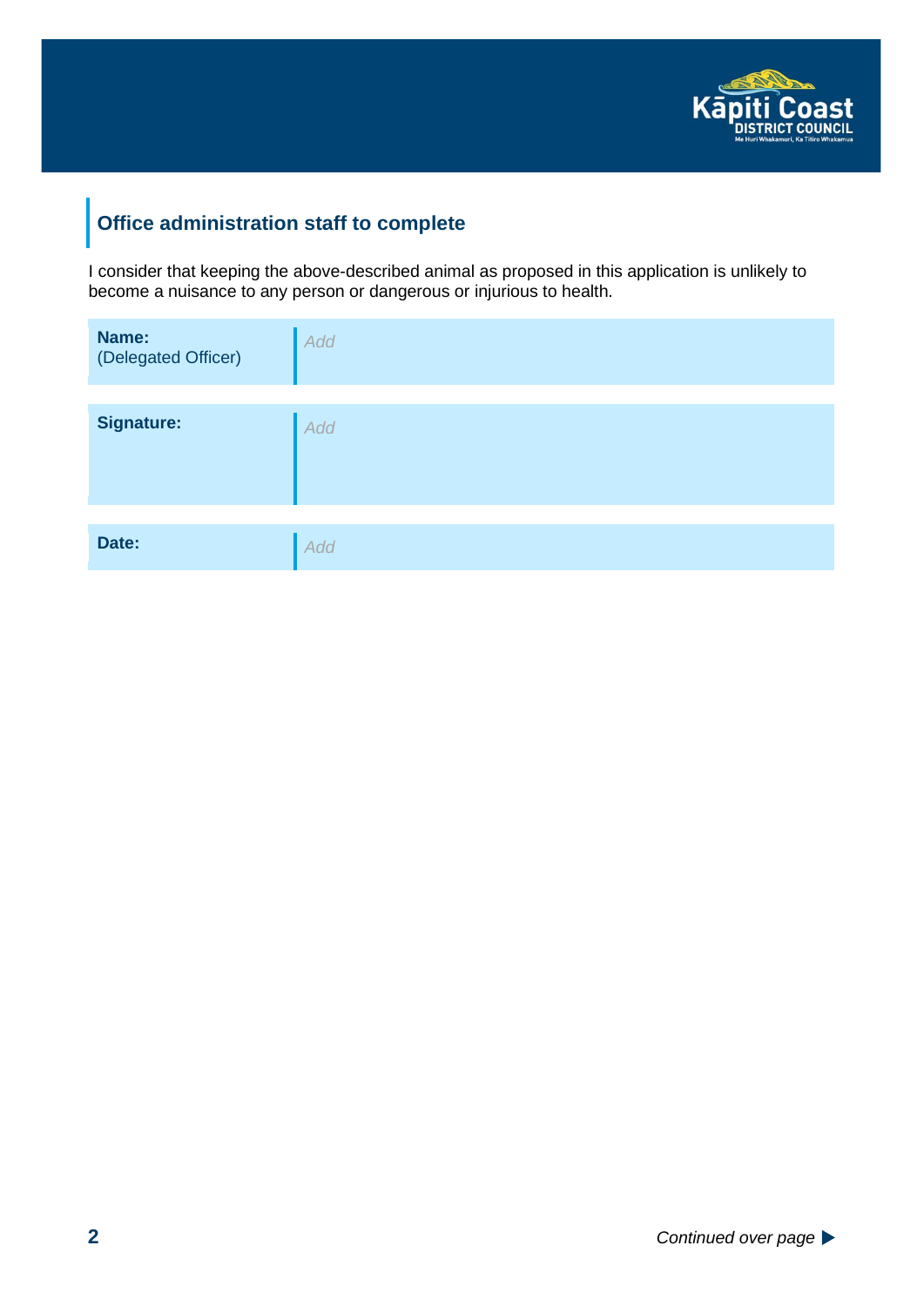## Office administration staff to complete

I consider that keeping the above-described animal as proposed in this application is unlikely to become a nuisance to any person or dangerous or injurious to health.

| | |
|---|---|
| **Name:** (Delegated Officer) | Add |
| **Signature:** | Add |
| **Date:** | Add |

*Continued over page* ▶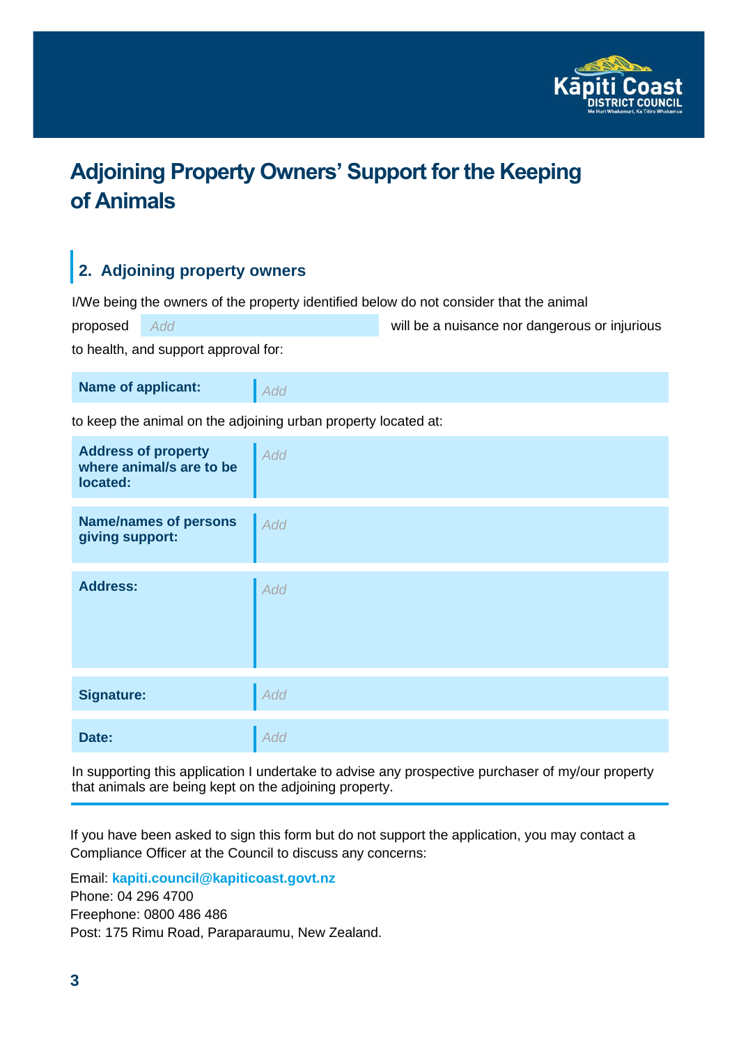# Adjoining Property Owners' Support for the Keeping of Animals

## 2. Adjoining property owners

I/We being the owners of the property identified below do not consider that the animal proposed Add will be a nuisance nor dangerous or injurious to health, and support approval for:

| | |
|---|---|
| **Name of applicant:** | Add |

to keep the animal on the adjoining urban property located at:

| | |
|---|---|
| **Address of property where animal/s are to be located:** | Add |
| **Name/names of persons giving support:** | Add |
| **Address:** | Add |
| **Signature:** | Add |
| **Date:** | Add |

In supporting this application I undertake to advise any prospective purchaser of my/our property that animals are being kept on the adjoining property.

If you have been asked to sign this form but do not support the application, you may contact a Compliance Officer at the Council to discuss any concerns:

Email: **kapiti.council@kapiticoast.govt.nz**
Phone: 04 296 4700
Freephone: 0800 486 486
Post: 175 Rimu Road, Paraparaumu, New Zealand.